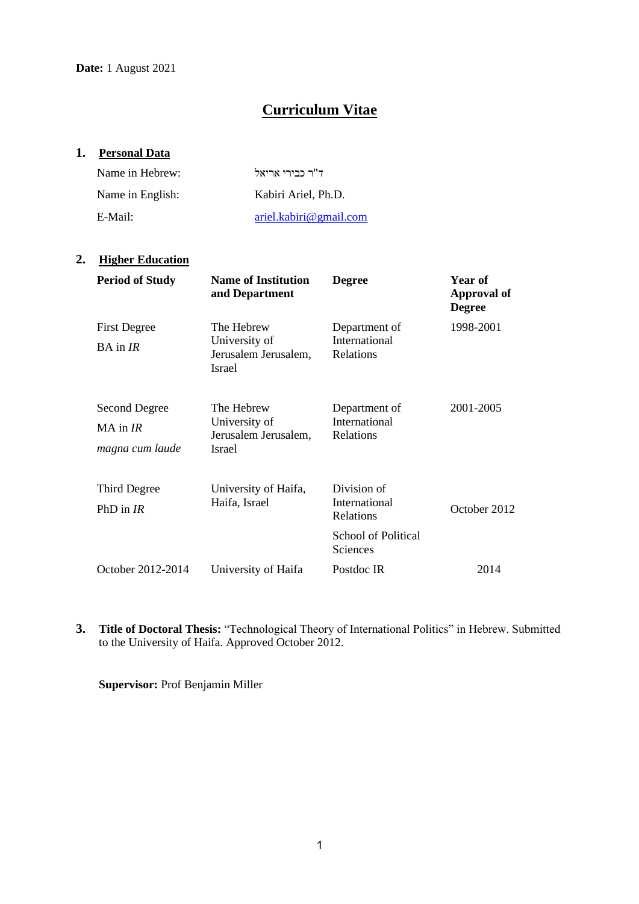**Date:** 1 August 2021

# Curriculum Vitae

## 1. Personal Data

| | |
|---|---|
| Name in Hebrew: | ד"ר כבירי אריאל |
| Name in English: | Kabiri Ariel, Ph.D. |
| E-Mail: | ariel.kabiri@gmail.com |

## 2. Higher Education

| Period of Study | Name of Institution and Department | Degree | Year of Approval of Degree |
|---|---|---|---|
| First Degree<br>BA in *IR* | The Hebrew University of Jerusalem Jerusalem, Israel | Department of International Relations | 1998-2001 |
| Second Degree<br>MA in *IR*<br>*magna cum laude* | The Hebrew University of Jerusalem Jerusalem, Israel | Department of International Relations | 2001-2005 |
| Third Degree<br>PhD in *IR* | University of Haifa, Haifa, Israel | Division of International Relations<br>School of Political Sciences | October 2012 |
| October 2012-2014 | University of Haifa | Postdoc IR | 2014 |

## 3. **Title of Doctoral Thesis:** "Technological Theory of International Politics" in Hebrew. Submitted to the University of Haifa. Approved October 2012.

**Supervisor:** Prof Benjamin Miller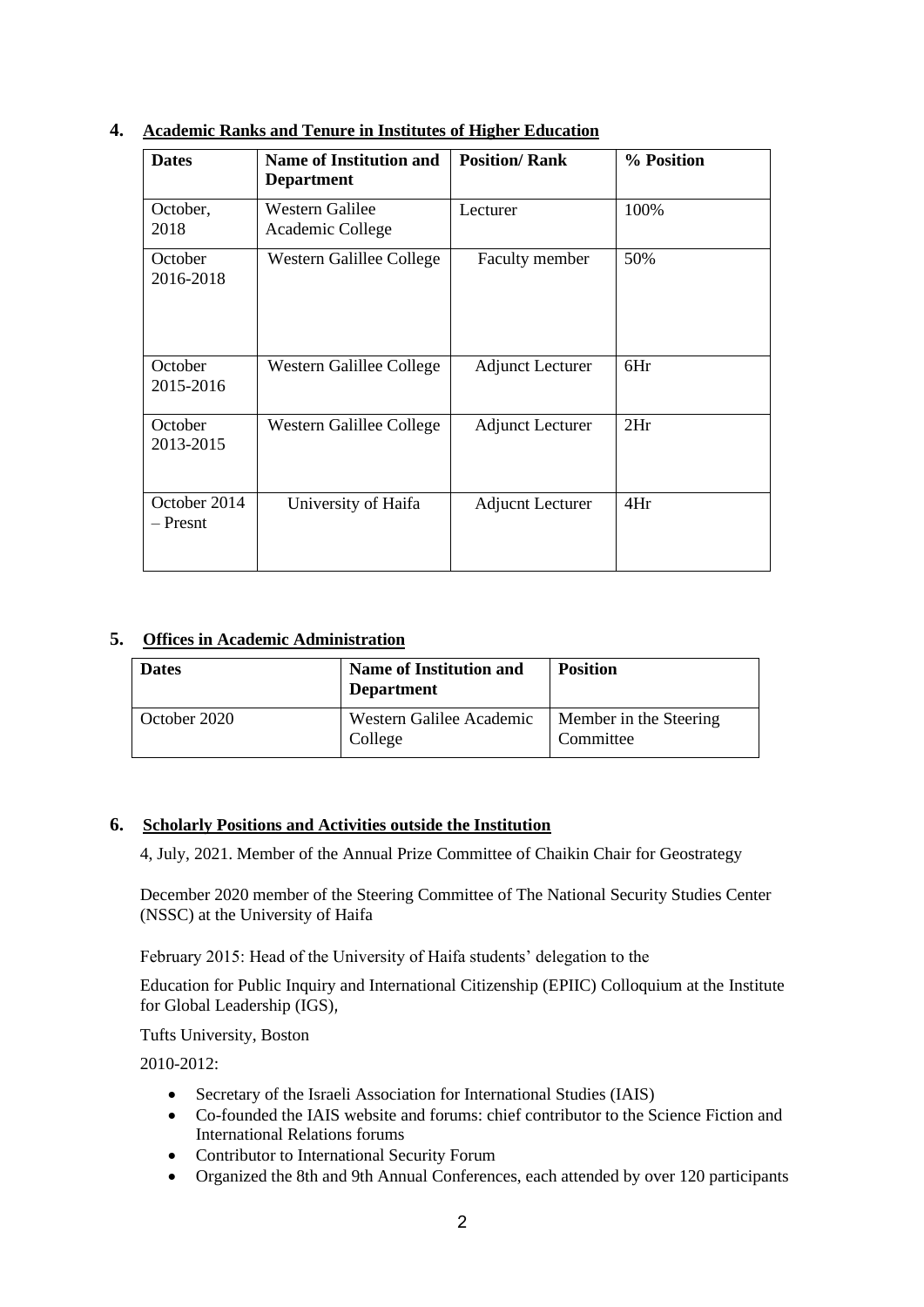## 4. Academic Ranks and Tenure in Institutes of Higher Education

| Dates | Name of Institution and Department | Position/ Rank | % Position |
|---|---|---|---|
| October, 2018 | Western Galilee Academic College | Lecturer | 100% |
| October 2016-2018 | Western Galillee College | Faculty member | 50% |
| October 2015-2016 | Western Galillee College | Adjunct Lecturer | 6Hr |
| October 2013-2015 | Western Galillee College | Adjunct Lecturer | 2Hr |
| October 2014 – Presnt | University of Haifa | Adjucnt Lecturer | 4Hr |

## 5. Offices in Academic Administration

| Dates | Name of Institution and Department | Position |
|---|---|---|
| October 2020 | Western Galilee Academic College | Member in the Steering Committee |

## 6. Scholarly Positions and Activities outside the Institution

4, July, 2021. Member of the Annual Prize Committee of Chaikin Chair for Geostrategy

December 2020 member of the Steering Committee of The National Security Studies Center (NSSC) at the University of Haifa

February 2015: Head of the University of Haifa students' delegation to the

Education for Public Inquiry and International Citizenship (EPIIC) Colloquium at the Institute for Global Leadership (IGS),

Tufts University, Boston

2010-2012:

- Secretary of the Israeli Association for International Studies (IAIS)
- Co-founded the IAIS website and forums: chief contributor to the Science Fiction and International Relations forums
- Contributor to International Security Forum
- Organized the 8th and 9th Annual Conferences, each attended by over 120 participants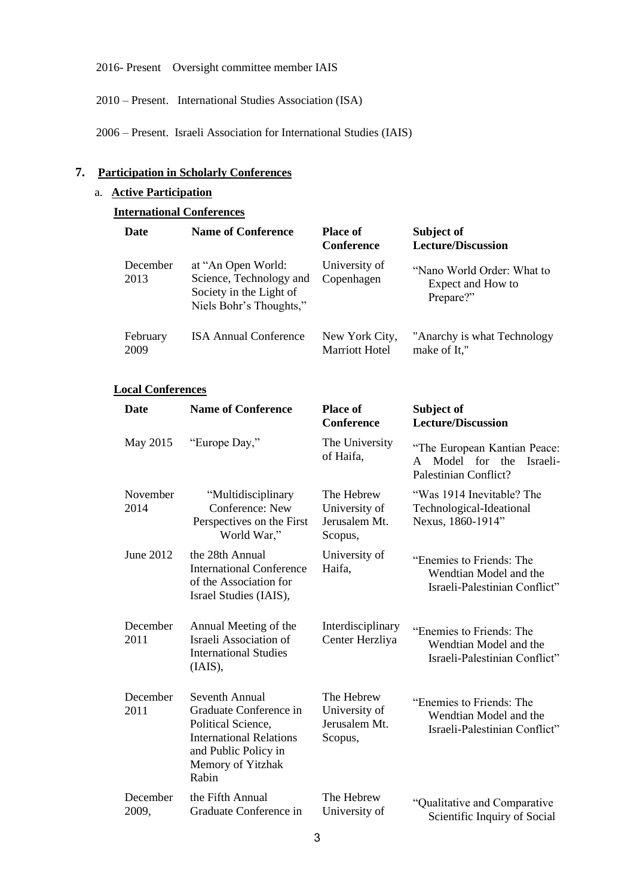2016- Present Oversight committee member IAIS

2010 – Present. International Studies Association (ISA)

2006 – Present. Israeli Association for International Studies (IAIS)

## 7. Participation in Scholarly Conferences

### a. Active Participation

**International Conferences**

| Date | Name of Conference | Place of Conference | Subject of Lecture/Discussion |
|---|---|---|---|
| December 2013 | at "An Open World: Science, Technology and Society in the Light of Niels Bohr's Thoughts," | University of Copenhagen | "Nano World Order: What to Expect and How to Prepare?" |
| February 2009 | ISA Annual Conference | New York City, Marriott Hotel | "Anarchy is what Technology make of It," |

**Local Conferences**

| Date | Name of Conference | Place of Conference | Subject of Lecture/Discussion |
|---|---|---|---|
| May 2015 | "Europe Day," | The University of Haifa, | "The European Kantian Peace: A Model for the Israeli-Palestinian Conflict? |
| November 2014 | "Multidisciplinary Conference: New Perspectives on the First World War," | The Hebrew University of Jerusalem Mt. Scopus, | "Was 1914 Inevitable? The Technological-Ideational Nexus, 1860-1914" |
| June 2012 | the 28th Annual International Conference of the Association for Israel Studies (IAIS), | University of Haifa, | "Enemies to Friends: The Wendtian Model and the Israeli-Palestinian Conflict" |
| December 2011 | Annual Meeting of the Israeli Association of International Studies (IAIS), | Interdisciplinary Center Herzliya | "Enemies to Friends: The Wendtian Model and the Israeli-Palestinian Conflict" |
| December 2011 | Seventh Annual Graduate Conference in Political Science, International Relations and Public Policy in Memory of Yitzhak Rabin | The Hebrew University of Jerusalem Mt. Scopus, | "Enemies to Friends: The Wendtian Model and the Israeli-Palestinian Conflict" |
| December 2009, | the Fifth Annual Graduate Conference in | The Hebrew University of | "Qualitative and Comparative Scientific Inquiry of Social |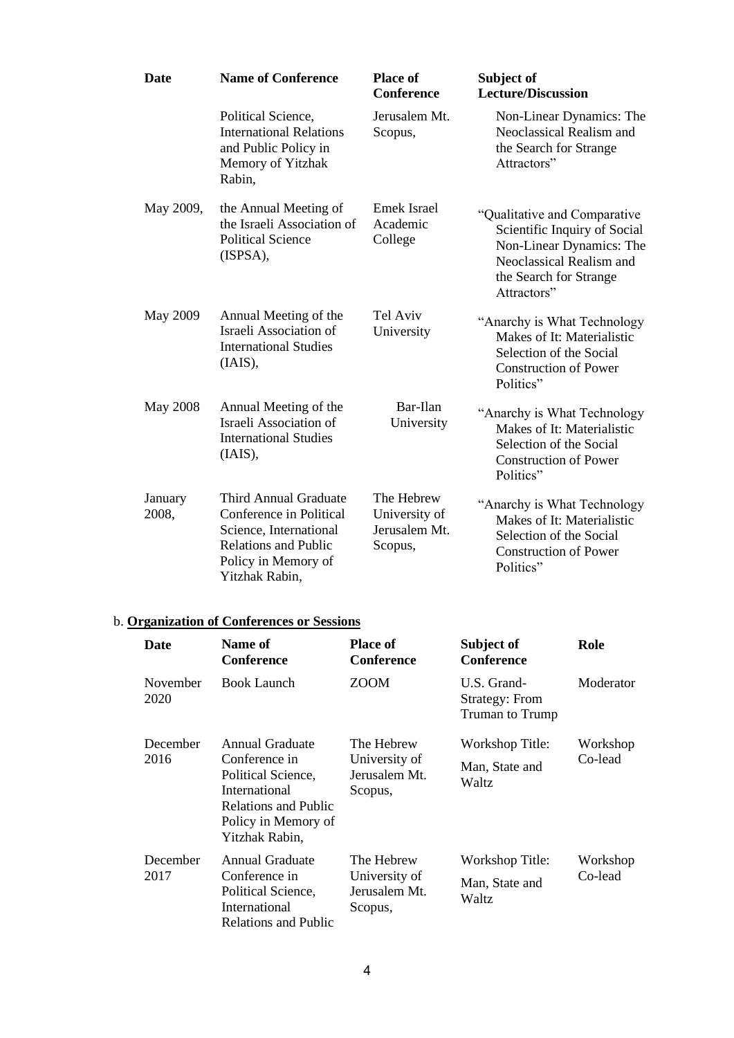| Date | Name of Conference | Place of Conference | Subject of Lecture/Discussion |
|---|---|---|---|
| | Political Science, International Relations and Public Policy in Memory of Yitzhak Rabin, | Jerusalem Mt. Scopus, | Non-Linear Dynamics: The Neoclassical Realism and the Search for Strange Attractors" |
| May 2009, | the Annual Meeting of the Israeli Association of Political Science (ISPSA), | Emek Israel Academic College | "Qualitative and Comparative Scientific Inquiry of Social Non-Linear Dynamics: The Neoclassical Realism and the Search for Strange Attractors" |
| May 2009 | Annual Meeting of the Israeli Association of International Studies (IAIS), | Tel Aviv University | "Anarchy is What Technology Makes of It: Materialistic Selection of the Social Construction of Power Politics" |
| May 2008 | Annual Meeting of the Israeli Association of International Studies (IAIS), | Bar-Ilan University | "Anarchy is What Technology Makes of It: Materialistic Selection of the Social Construction of Power Politics" |
| January 2008, | Third Annual Graduate Conference in Political Science, International Relations and Public Policy in Memory of Yitzhak Rabin, | The Hebrew University of Jerusalem Mt. Scopus, | "Anarchy is What Technology Makes of It: Materialistic Selection of the Social Construction of Power Politics" |

b. **Organization of Conferences or Sessions**

| Date | Name of Conference | Place of Conference | Subject of Conference | Role |
|---|---|---|---|---|
| November 2020 | Book Launch | ZOOM | U.S. Grand-Strategy: From Truman to Trump | Moderator |
| December 2016 | Annual Graduate Conference in Political Science, International Relations and Public Policy in Memory of Yitzhak Rabin, | The Hebrew University of Jerusalem Mt. Scopus, | Workshop Title: Man, State and Waltz | Workshop Co-lead |
| December 2017 | Annual Graduate Conference in Political Science, International Relations and Public | The Hebrew University of Jerusalem Mt. Scopus, | Workshop Title: Man, State and Waltz | Workshop Co-lead |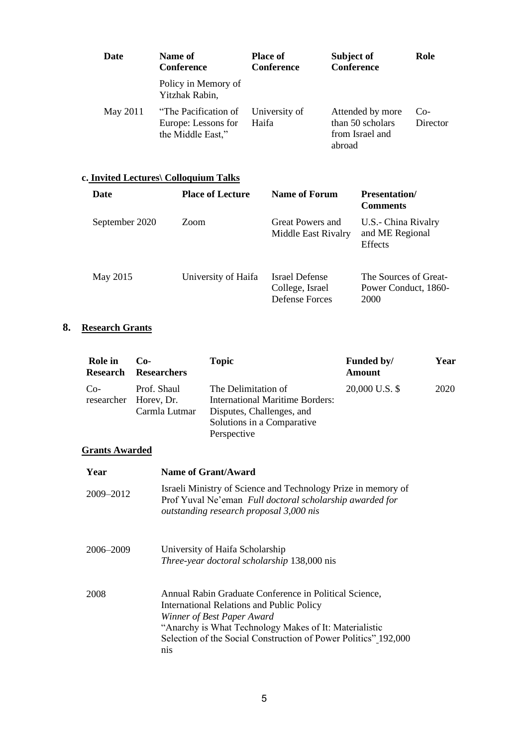| Date | Name of Conference | Place of Conference | Subject of Conference | Role |
|---|---|---|---|---|
| | Policy in Memory of Yitzhak Rabin, | | | |
| May 2011 | "The Pacification of Europe: Lessons for the Middle East," | University of Haifa | Attended by more than 50 scholars from Israel and abroad | Co-Director |

#### c. Invited Lectures\ Colloquium Talks

| Date | Place of Lecture | Name of Forum | Presentation/ Comments |
|---|---|---|---|
| September 2020 | Zoom | Great Powers and Middle East Rivalry | U.S.- China Rivalry and ME Regional Effects |
| May 2015 | University of Haifa | Israel Defense College, Israel Defense Forces | The Sources of Great-Power Conduct, 1860-2000 |

## 8. Research Grants

| Role in Research | Co-Researchers | Topic | Funded by/ Amount | Year |
|---|---|---|---|---|
| Co-researcher | Prof. Shaul Horev, Dr. Carmla Lutmar | The Delimitation of International Maritime Borders: Disputes, Challenges, and Solutions in a Comparative Perspective | 20,000 U.S. $ | 2020 |

### Grants Awarded

| Year | Name of Grant/Award |
|---|---|
| 2009–2012 | Israeli Ministry of Science and Technology Prize in memory of Prof Yuval Ne'eman *Full doctoral scholarship awarded for outstanding research proposal 3,000 nis* |
| 2006–2009 | University of Haifa Scholarship *Three-year doctoral scholarship* 138,000 nis |
| 2008 | Annual Rabin Graduate Conference in Political Science, International Relations and Public Policy *Winner of Best Paper Award* "Anarchy is What Technology Makes of It: Materialistic Selection of the Social Construction of Power Politics" 192,000 nis |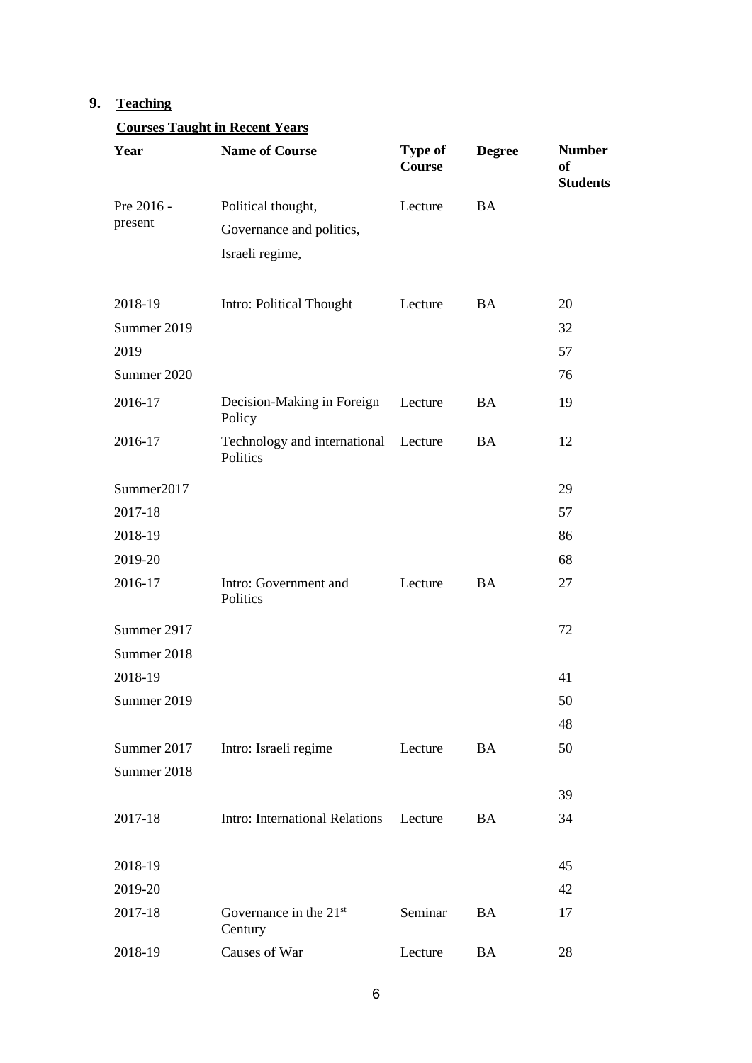## 9. Teaching

### Courses Taught in Recent Years

| Year | Name of Course | Type of Course | Degree | Number of Students |
|---|---|---|---|---|
| Pre 2016 - present | Political thought, Governance and politics, Israeli regime, | Lecture | BA | |
| 2018-19 | Intro: Political Thought | Lecture | BA | 20 |
| Summer 2019 | | | | 32 |
| 2019 | | | | 57 |
| Summer 2020 | | | | 76 |
| 2016-17 | Decision-Making in Foreign Policy | Lecture | BA | 19 |
| 2016-17 | Technology and international Politics | Lecture | BA | 12 |
| Summer2017 | | | | 29 |
| 2017-18 | | | | 57 |
| 2018-19 | | | | 86 |
| 2019-20 | | | | 68 |
| 2016-17 | Intro: Government and Politics | Lecture | BA | 27 |
| Summer 2917 | | | | 72 |
| Summer 2018 | | | | |
| 2018-19 | | | | 41 |
| Summer 2019 | | | | 50 |
| | | | | 48 |
| Summer 2017 | Intro: Israeli regime | Lecture | BA | 50 |
| Summer 2018 | | | | |
| | | | | 39 |
| 2017-18 | Intro: International Relations | Lecture | BA | 34 |
| 2018-19 | | | | 45 |
| 2019-20 | | | | 42 |
| 2017-18 | Governance in the 21st Century | Seminar | BA | 17 |
| 2018-19 | Causes of War | Lecture | BA | 28 |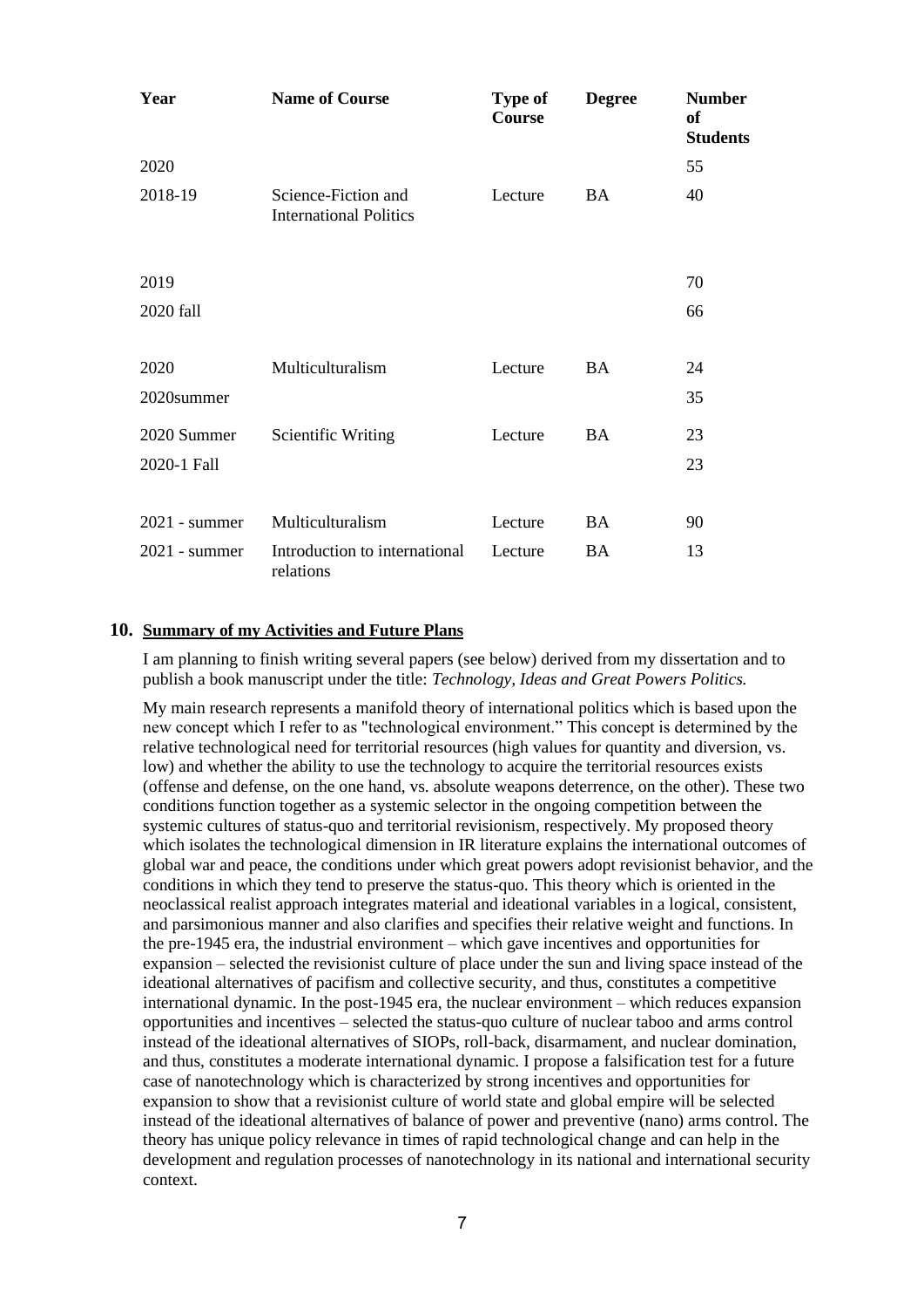| Year | Name of Course | Type of Course | Degree | Number of Students |
|---|---|---|---|---|
| 2020 | | | | 55 |
| 2018-19 | Science-Fiction and International Politics | Lecture | BA | 40 |
| 2019 | | | | 70 |
| 2020 fall | | | | 66 |
| 2020 | Multiculturalism | Lecture | BA | 24 |
| 2020summer | | | | 35 |
| 2020 Summer | Scientific Writing | Lecture | BA | 23 |
| 2020-1 Fall | | | | 23 |
| 2021 - summer | Multiculturalism | Lecture | BA | 90 |
| 2021 - summer | Introduction to international relations | Lecture | BA | 13 |

## 10. Summary of my Activities and Future Plans

I am planning to finish writing several papers (see below) derived from my dissertation and to publish a book manuscript under the title: *Technology, Ideas and Great Powers Politics.*

My main research represents a manifold theory of international politics which is based upon the new concept which I refer to as "technological environment." This concept is determined by the relative technological need for territorial resources (high values for quantity and diversion, vs. low) and whether the ability to use the technology to acquire the territorial resources exists (offense and defense, on the one hand, vs. absolute weapons deterrence, on the other). These two conditions function together as a systemic selector in the ongoing competition between the systemic cultures of status-quo and territorial revisionism, respectively. My proposed theory which isolates the technological dimension in IR literature explains the international outcomes of global war and peace, the conditions under which great powers adopt revisionist behavior, and the conditions in which they tend to preserve the status-quo. This theory which is oriented in the neoclassical realist approach integrates material and ideational variables in a logical, consistent, and parsimonious manner and also clarifies and specifies their relative weight and functions. In the pre-1945 era, the industrial environment – which gave incentives and opportunities for expansion – selected the revisionist culture of place under the sun and living space instead of the ideational alternatives of pacifism and collective security, and thus, constitutes a competitive international dynamic. In the post-1945 era, the nuclear environment – which reduces expansion opportunities and incentives – selected the status-quo culture of nuclear taboo and arms control instead of the ideational alternatives of SIOPs, roll-back, disarmament, and nuclear domination, and thus, constitutes a moderate international dynamic. I propose a falsification test for a future case of nanotechnology which is characterized by strong incentives and opportunities for expansion to show that a revisionist culture of world state and global empire will be selected instead of the ideational alternatives of balance of power and preventive (nano) arms control. The theory has unique policy relevance in times of rapid technological change and can help in the development and regulation processes of nanotechnology in its national and international security context.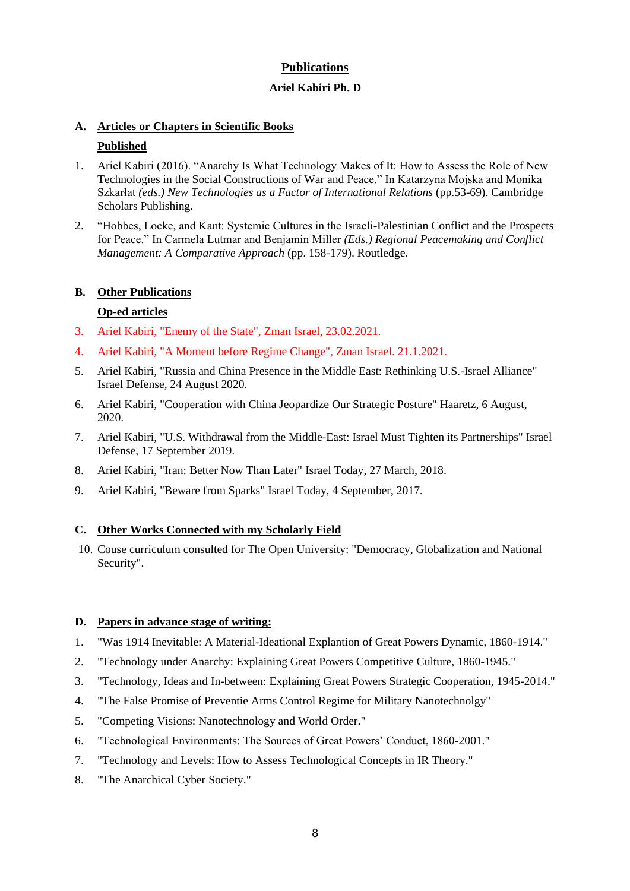## Publications

### Ariel Kabiri Ph. D

**A. Articles or Chapters in Scientific Books**

**Published**

1. Ariel Kabiri (2016). “Anarchy Is What Technology Makes of It: How to Assess the Role of New Technologies in the Social Constructions of War and Peace.” In Katarzyna Mojska and Monika Szkarłat *(eds.) New Technologies as a Factor of International Relations* (pp.53-69). Cambridge Scholars Publishing.
2. “Hobbes, Locke, and Kant: Systemic Cultures in the Israeli-Palestinian Conflict and the Prospects for Peace.” In Carmela Lutmar and Benjamin Miller *(Eds.) Regional Peacemaking and Conflict Management: A Comparative Approach* (pp. 158-179). Routledge.

**B. Other Publications**

**Op-ed articles**

3. Ariel Kabiri, "Enemy of the State", Zman Israel, 23.02.2021.
4. Ariel Kabiri, "A Moment before Regime Change", Zman Israel. 21.1.2021.
5. Ariel Kabiri, "Russia and China Presence in the Middle East: Rethinking U.S.-Israel Alliance" Israel Defense, 24 August 2020.
6. Ariel Kabiri, "Cooperation with China Jeopardize Our Strategic Posture" Haaretz, 6 August, 2020.
7. Ariel Kabiri, "U.S. Withdrawal from the Middle-East: Israel Must Tighten its Partnerships" Israel Defense, 17 September 2019.
8. Ariel Kabiri, "Iran: Better Now Than Later" Israel Today, 27 March, 2018.
9. Ariel Kabiri, "Beware from Sparks" Israel Today, 4 September, 2017.

**C. Other Works Connected with my Scholarly Field**

10. Couse curriculum consulted for The Open University: "Democracy, Globalization and National Security".

**D. Papers in advance stage of writing:**

1. "Was 1914 Inevitable: A Material-Ideational Explantion of Great Powers Dynamic, 1860-1914."
2. "Technology under Anarchy: Explaining Great Powers Competitive Culture, 1860-1945."
3. "Technology, Ideas and In-between: Explaining Great Powers Strategic Cooperation, 1945-2014."
4. "The False Promise of Preventie Arms Control Regime for Military Nanotechnolgy"
5. "Competing Visions: Nanotechnology and World Order."
6. "Technological Environments: The Sources of Great Powers’ Conduct, 1860-2001."
7. "Technology and Levels: How to Assess Technological Concepts in IR Theory."
8. "The Anarchical Cyber Society."